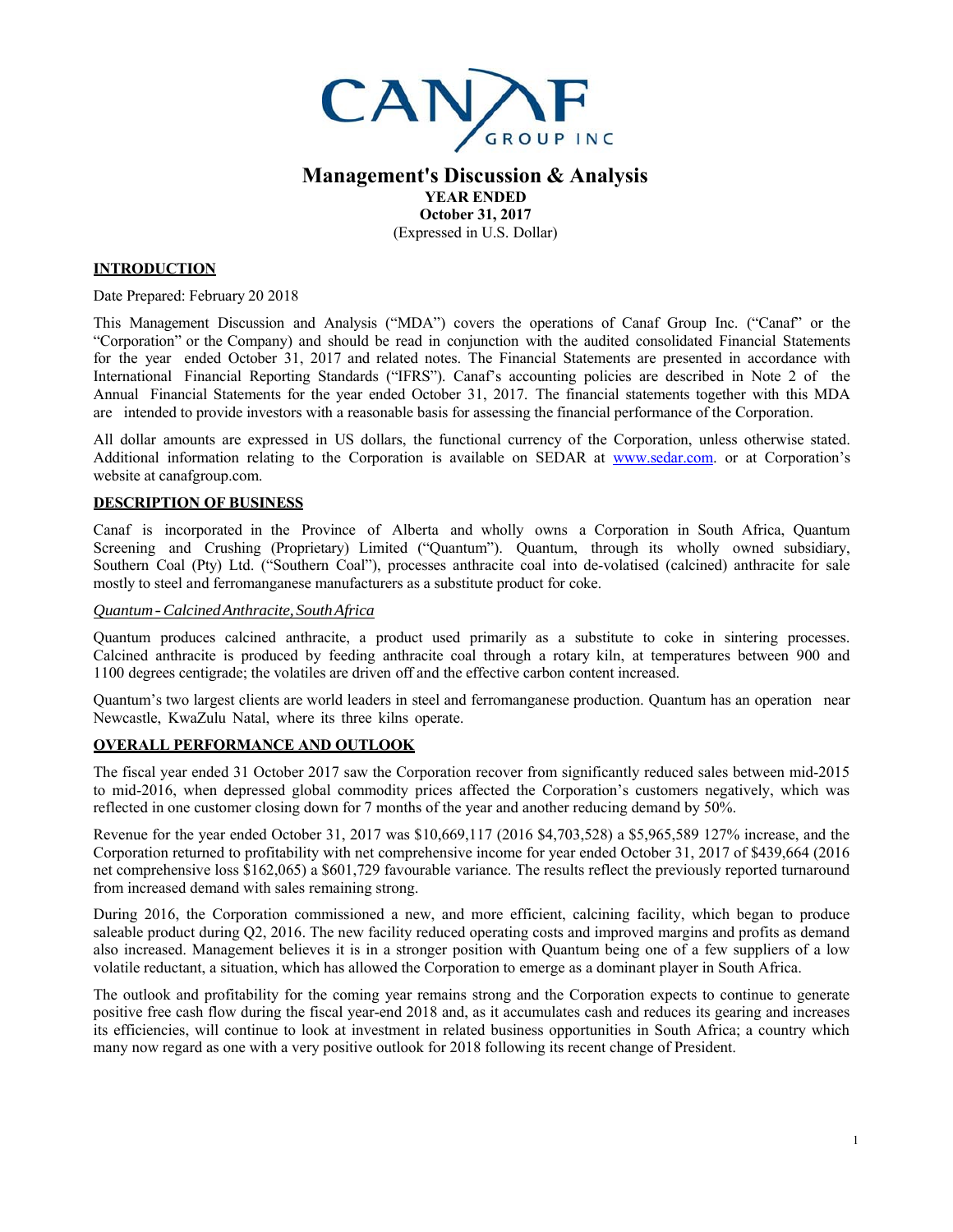# Management's Discussion & Analysis

**YEAR ENDED**
**October 31, 2017**
(Expressed in U.S. Dollar)

## INTRODUCTION

Date Prepared: February 20 2018

This Management Discussion and Analysis ("MDA") covers the operations of Canaf Group Inc. ("Canaf" or the "Corporation" or the Company) and should be read in conjunction with the audited consolidated Financial Statements for the year ended October 31, 2017 and related notes. The Financial Statements are presented in accordance with International Financial Reporting Standards ("IFRS"). Canaf's accounting policies are described in Note 2 of the Annual Financial Statements for the year ended October 31, 2017. The financial statements together with this MDA are intended to provide investors with a reasonable basis for assessing the financial performance of the Corporation.

All dollar amounts are expressed in US dollars, the functional currency of the Corporation, unless otherwise stated. Additional information relating to the Corporation is available on SEDAR at www.sedar.com. or at Corporation's website at canafgroup.com.

## DESCRIPTION OF BUSINESS

Canaf is incorporated in the Province of Alberta and wholly owns a Corporation in South Africa, Quantum Screening and Crushing (Proprietary) Limited ("Quantum"). Quantum, through its wholly owned subsidiary, Southern Coal (Pty) Ltd. ("Southern Coal"), processes anthracite coal into de-volatised (calcined) anthracite for sale mostly to steel and ferromanganese manufacturers as a substitute product for coke.

*Quantum - Calcined Anthracite, South Africa*

Quantum produces calcined anthracite, a product used primarily as a substitute to coke in sintering processes. Calcined anthracite is produced by feeding anthracite coal through a rotary kiln, at temperatures between 900 and 1100 degrees centigrade; the volatiles are driven off and the effective carbon content increased.

Quantum's two largest clients are world leaders in steel and ferromanganese production. Quantum has an operation near Newcastle, KwaZulu Natal, where its three kilns operate.

## OVERALL PERFORMANCE AND OUTLOOK

The fiscal year ended 31 October 2017 saw the Corporation recover from significantly reduced sales between mid-2015 to mid-2016, when depressed global commodity prices affected the Corporation's customers negatively, which was reflected in one customer closing down for 7 months of the year and another reducing demand by 50%.

Revenue for the year ended October 31, 2017 was $10,669,117 (2016 $4,703,528) a $5,965,589 127% increase, and the Corporation returned to profitability with net comprehensive income for year ended October 31, 2017 of $439,664 (2016 net comprehensive loss $162,065) a $601,729 favourable variance. The results reflect the previously reported turnaround from increased demand with sales remaining strong.

During 2016, the Corporation commissioned a new, and more efficient, calcining facility, which began to produce saleable product during Q2, 2016. The new facility reduced operating costs and improved margins and profits as demand also increased. Management believes it is in a stronger position with Quantum being one of a few suppliers of a low volatile reductant, a situation, which has allowed the Corporation to emerge as a dominant player in South Africa.

The outlook and profitability for the coming year remains strong and the Corporation expects to continue to generate positive free cash flow during the fiscal year-end 2018 and, as it accumulates cash and reduces its gearing and increases its efficiencies, will continue to look at investment in related business opportunities in South Africa; a country which many now regard as one with a very positive outlook for 2018 following its recent change of President.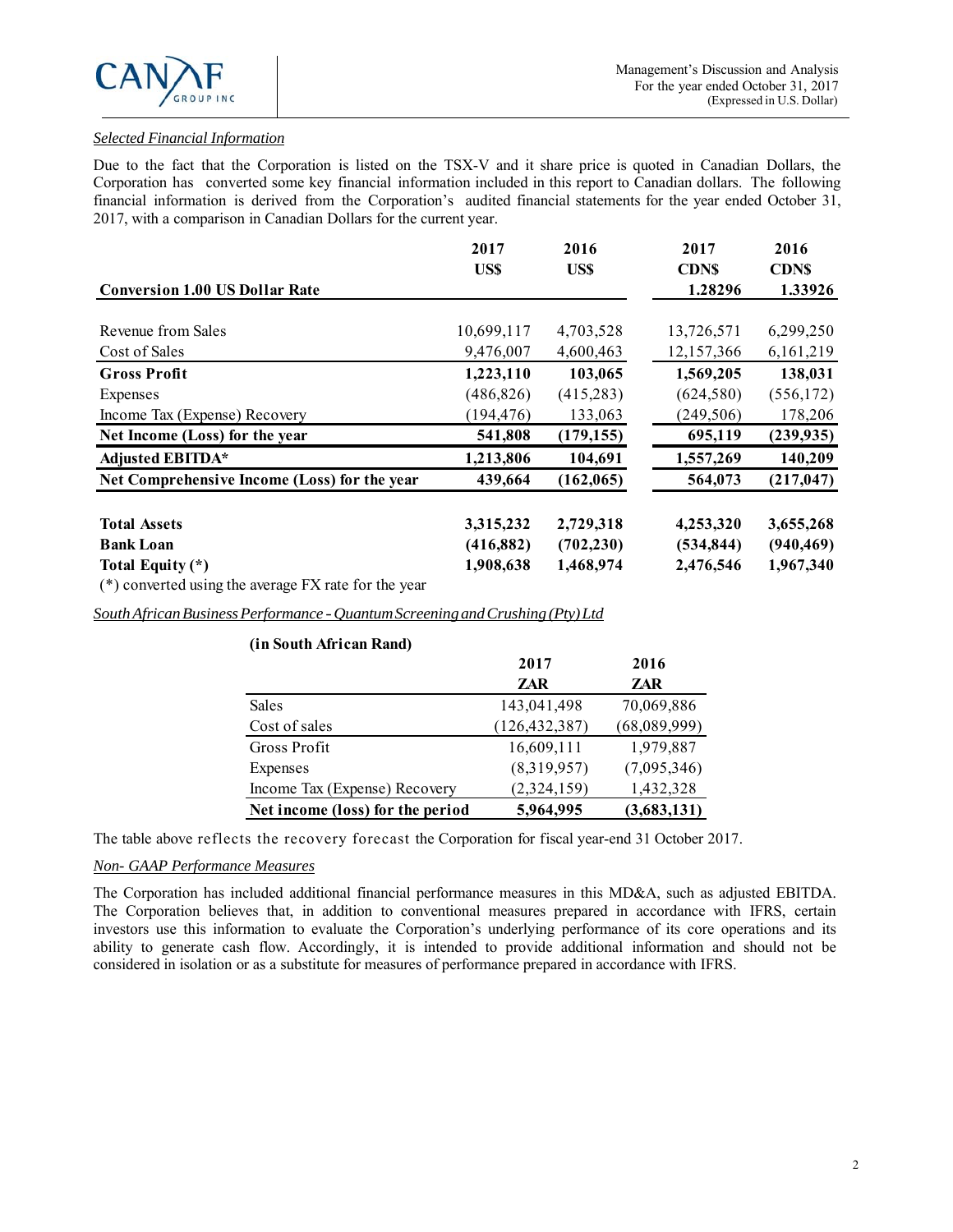*Selected Financial Information*

Due to the fact that the Corporation is listed on the TSX-V and it share price is quoted in Canadian Dollars, the Corporation has converted some key financial information included in this report to Canadian dollars. The following financial information is derived from the Corporation's audited financial statements for the year ended October 31, 2017, with a comparison in Canadian Dollars for the current year.

| | 2017 US$ | 2016 US$ | 2017 CDN$ | 2016 CDN$ |
|---|---|---|---|---|
| **Conversion 1.00 US Dollar Rate** | | | **1.28296** | **1.33926** |
| Revenue from Sales | 10,699,117 | 4,703,528 | 13,726,571 | 6,299,250 |
| Cost of Sales | 9,476,007 | 4,600,463 | 12,157,366 | 6,161,219 |
| **Gross Profit** | **1,223,110** | **103,065** | **1,569,205** | **138,031** |
| Expenses | (486,826) | (415,283) | (624,580) | (556,172) |
| Income Tax (Expense) Recovery | (194,476) | 133,063 | (249,506) | 178,206 |
| **Net Income (Loss) for the year** | **541,808** | **(179,155)** | **695,119** | **(239,935)** |
| **Adjusted EBITDA*** | **1,213,806** | **104,691** | **1,557,269** | **140,209** |
| **Net Comprehensive Income (Loss) for the year** | **439,664** | **(162,065)** | **564,073** | **(217,047)** |
| **Total Assets** | **3,315,232** | **2,729,318** | **4,253,320** | **3,655,268** |
| **Bank Loan** | **(416,882)** | **(702,230)** | **(534,844)** | **(940,469)** |
| **Total Equity (*)** | **1,908,638** | **1,468,974** | **2,476,546** | **1,967,340** |

(*) converted using the average FX rate for the year

*South African Business Performance - Quantum Screening and Crushing (Pty) Ltd*

**(in South African Rand)**

| | 2017 ZAR | 2016 ZAR |
|---|---|---|
| Sales | 143,041,498 | 70,069,886 |
| Cost of sales | (126,432,387) | (68,089,999) |
| Gross Profit | 16,609,111 | 1,979,887 |
| Expenses | (8,319,957) | (7,095,346) |
| Income Tax (Expense) Recovery | (2,324,159) | 1,432,328 |
| **Net income (loss) for the period** | **5,964,995** | **(3,683,131)** |

The table above reflects the recovery forecast the Corporation for fiscal year-end 31 October 2017.

*Non- GAAP Performance Measures*

The Corporation has included additional financial performance measures in this MD&A, such as adjusted EBITDA. The Corporation believes that, in addition to conventional measures prepared in accordance with IFRS, certain investors use this information to evaluate the Corporation's underlying performance of its core operations and its ability to generate cash flow. Accordingly, it is intended to provide additional information and should not be considered in isolation or as a substitute for measures of performance prepared in accordance with IFRS.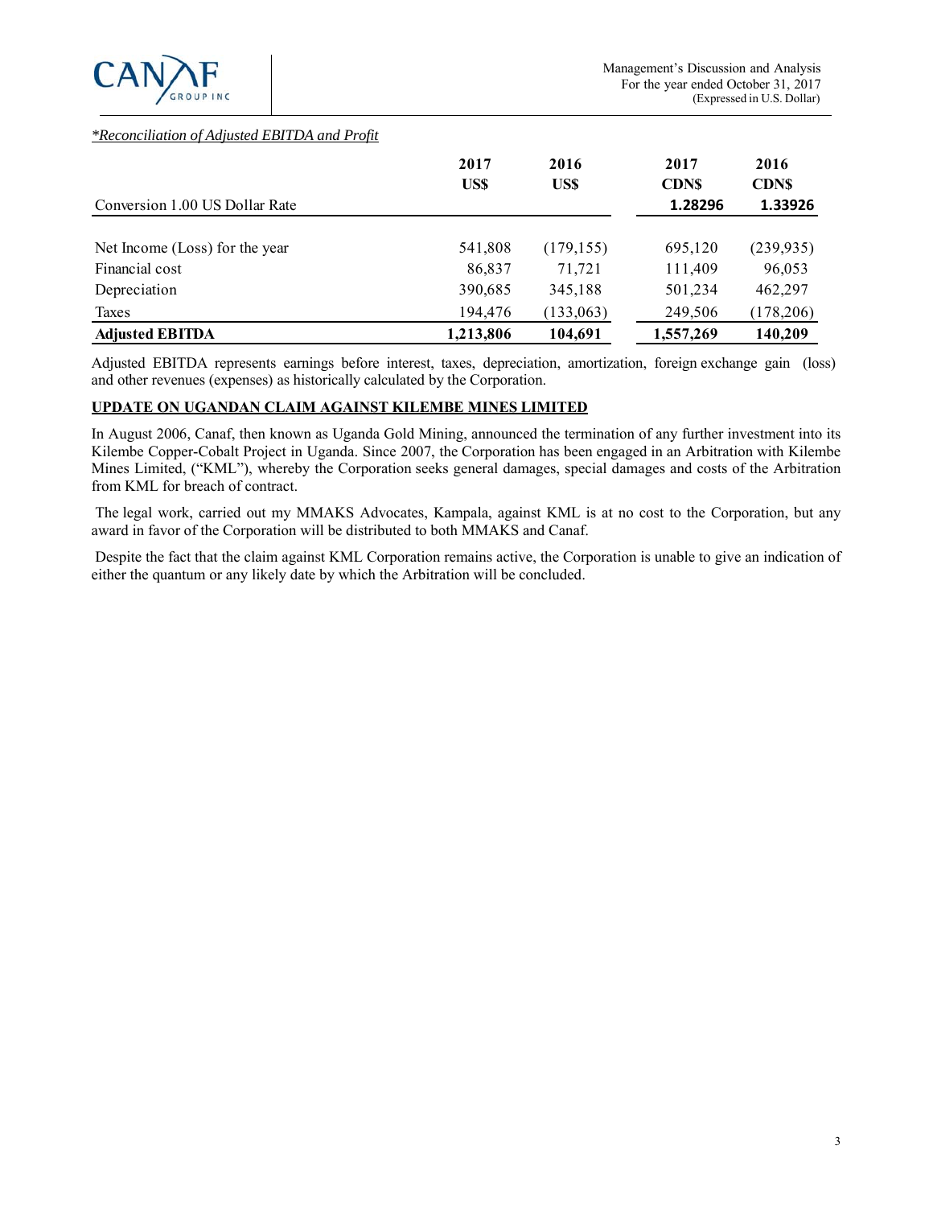*\*Reconciliation of Adjusted EBITDA and Profit*

| | 2017 US$ | 2016 US$ | 2017 CDN$ | 2016 CDN$ |
|---|---|---|---|---|
| Conversion 1.00 US Dollar Rate | | | 1.28296 | 1.33926 |
| Net Income (Loss) for the year | 541,808 | (179,155) | 695,120 | (239,935) |
| Financial cost | 86,837 | 71,721 | 111,409 | 96,053 |
| Depreciation | 390,685 | 345,188 | 501,234 | 462,297 |
| Taxes | 194,476 | (133,063) | 249,506 | (178,206) |
| **Adjusted EBITDA** | **1,213,806** | **104,691** | **1,557,269** | **140,209** |

Adjusted EBITDA represents earnings before interest, taxes, depreciation, amortization, foreign exchange gain (loss) and other revenues (expenses) as historically calculated by the Corporation.

## UPDATE ON UGANDAN CLAIM AGAINST KILEMBE MINES LIMITED

In August 2006, Canaf, then known as Uganda Gold Mining, announced the termination of any further investment into its Kilembe Copper-Cobalt Project in Uganda. Since 2007, the Corporation has been engaged in an Arbitration with Kilembe Mines Limited, ("KML"), whereby the Corporation seeks general damages, special damages and costs of the Arbitration from KML for breach of contract.

The legal work, carried out my MMAKS Advocates, Kampala, against KML is at no cost to the Corporation, but any award in favor of the Corporation will be distributed to both MMAKS and Canaf.

Despite the fact that the claim against KML Corporation remains active, the Corporation is unable to give an indication of either the quantum or any likely date by which the Arbitration will be concluded.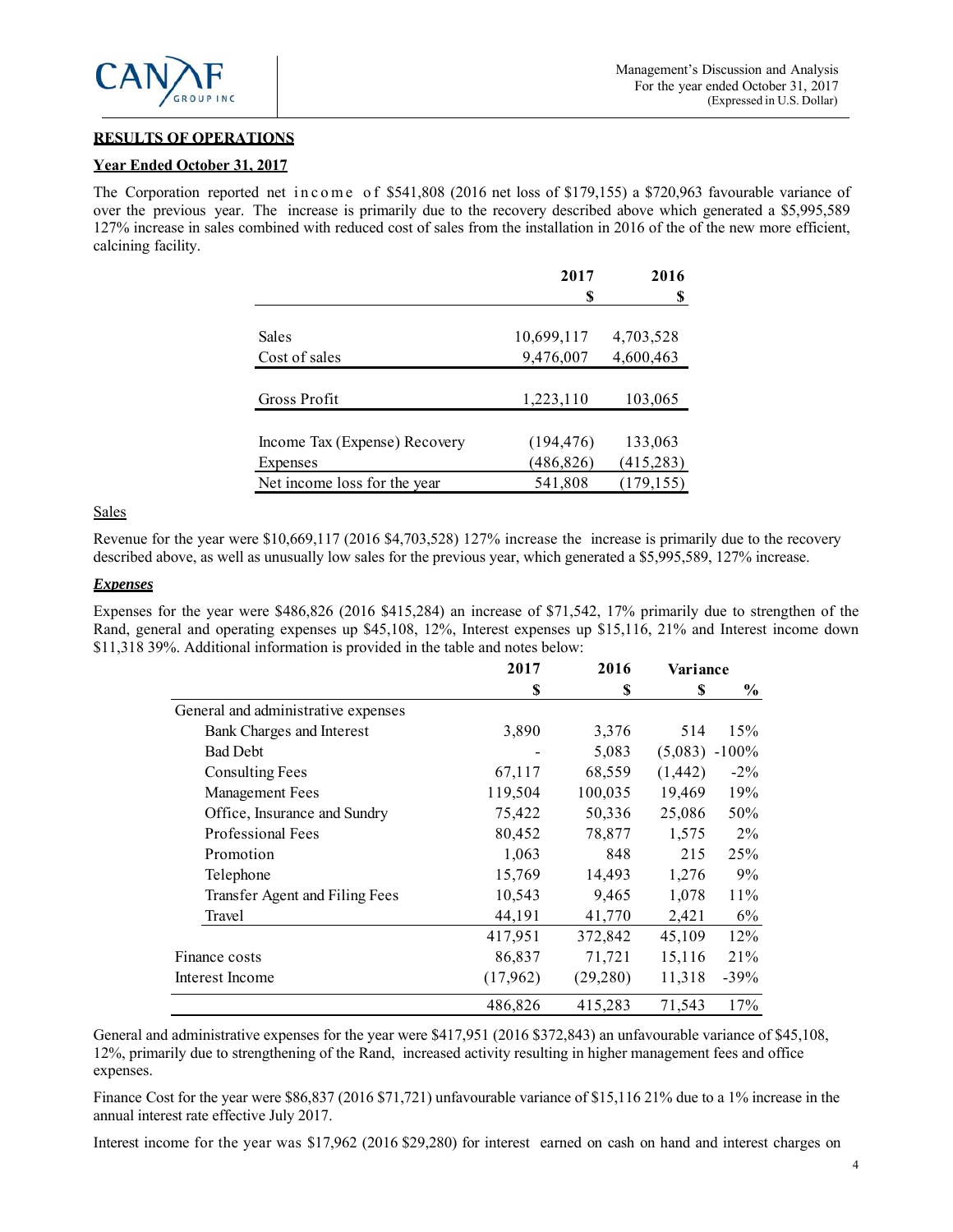**RESULTS OF OPERATIONS**

**Year Ended October 31, 2017**

The Corporation reported net income of $541,808 (2016 net loss of $179,155) a $720,963 favourable variance of over the previous year. The increase is primarily due to the recovery described above which generated a $5,995,589 127% increase in sales combined with reduced cost of sales from the installation in 2016 of the of the new more efficient, calcining facility.

| | 2017<br>$ | 2016<br>$ |
|---|---|---|
| Sales | 10,699,117 | 4,703,528 |
| Cost of sales | 9,476,007 | 4,600,463 |
| Gross Profit | 1,223,110 | 103,065 |
| Income Tax (Expense) Recovery | (194,476) | 133,063 |
| Expenses | (486,826) | (415,283) |
| Net income loss for the year | 541,808 | (179,155) |

Sales

Revenue for the year were $10,669,117 (2016 $4,703,528) 127% increase the increase is primarily due to the recovery described above, as well as unusually low sales for the previous year, which generated a $5,995,589, 127% increase.

***Expenses***

Expenses for the year were $486,826 (2016 $415,284) an increase of $71,542, 17% primarily due to strengthen of the Rand, general and operating expenses up $45,108, 12%, Interest expenses up $15,116, 21% and Interest income down $11,318 39%. Additional information is provided in the table and notes below:

| | 2017 | 2016 | Variance | |
|---|---|---|---|---|
| | $ | $ | $ | % |
| General and administrative expenses | | | | |
| Bank Charges and Interest | 3,890 | 3,376 | 514 | 15% |
| Bad Debt | - | 5,083 | (5,083) | -100% |
| Consulting Fees | 67,117 | 68,559 | (1,442) | -2% |
| Management Fees | 119,504 | 100,035 | 19,469 | 19% |
| Office, Insurance and Sundry | 75,422 | 50,336 | 25,086 | 50% |
| Professional Fees | 80,452 | 78,877 | 1,575 | 2% |
| Promotion | 1,063 | 848 | 215 | 25% |
| Telephone | 15,769 | 14,493 | 1,276 | 9% |
| Transfer Agent and Filing Fees | 10,543 | 9,465 | 1,078 | 11% |
| Travel | 44,191 | 41,770 | 2,421 | 6% |
| | 417,951 | 372,842 | 45,109 | 12% |
| Finance costs | 86,837 | 71,721 | 15,116 | 21% |
| Interest Income | (17,962) | (29,280) | 11,318 | -39% |
| | 486,826 | 415,283 | 71,543 | 17% |

General and administrative expenses for the year were $417,951 (2016 $372,843) an unfavourable variance of $45,108, 12%, primarily due to strengthening of the Rand, increased activity resulting in higher management fees and office expenses.

Finance Cost for the year were $86,837 (2016 $71,721) unfavourable variance of $15,116 21% due to a 1% increase in the annual interest rate effective July 2017.

Interest income for the year was $17,962 (2016 $29,280) for interest earned on cash on hand and interest charges on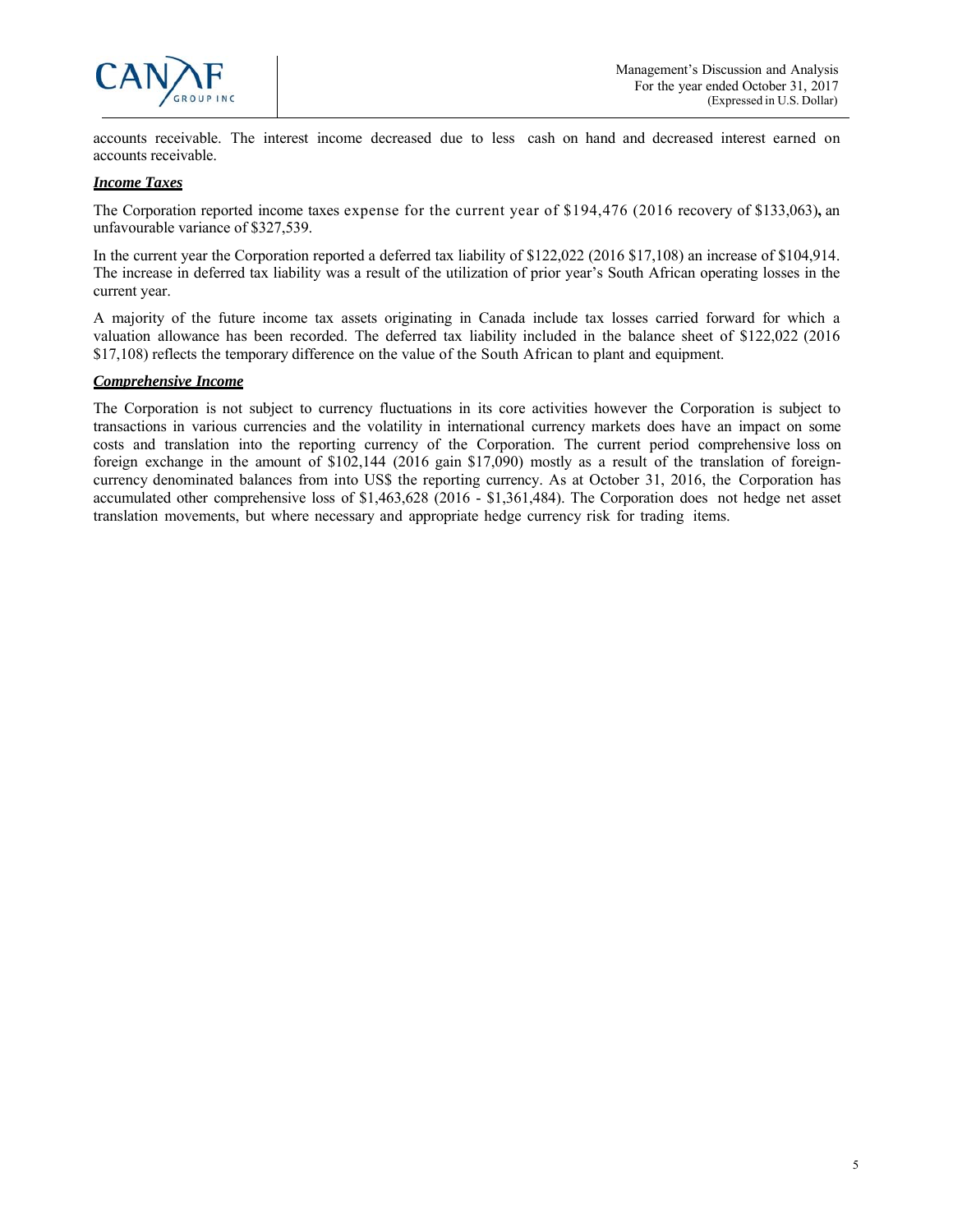accounts receivable. The interest income decreased due to less cash on hand and decreased interest earned on accounts receivable.

***Income Taxes***

The Corporation reported income taxes expense for the current year of $194,476 (2016 recovery of $133,063)**,** an unfavourable variance of $327,539.

In the current year the Corporation reported a deferred tax liability of $122,022 (2016 $17,108) an increase of $104,914. The increase in deferred tax liability was a result of the utilization of prior year's South African operating losses in the current year.

A majority of the future income tax assets originating in Canada include tax losses carried forward for which a valuation allowance has been recorded. The deferred tax liability included in the balance sheet of $122,022 (2016 $17,108) reflects the temporary difference on the value of the South African to plant and equipment.

***Comprehensive Income***

The Corporation is not subject to currency fluctuations in its core activities however the Corporation is subject to transactions in various currencies and the volatility in international currency markets does have an impact on some costs and translation into the reporting currency of the Corporation. The current period comprehensive loss on foreign exchange in the amount of $102,144 (2016 gain $17,090) mostly as a result of the translation of foreign-currency denominated balances from into US$ the reporting currency. As at October 31, 2016, the Corporation has accumulated other comprehensive loss of $1,463,628 (2016 - $1,361,484). The Corporation does not hedge net asset translation movements, but where necessary and appropriate hedge currency risk for trading items.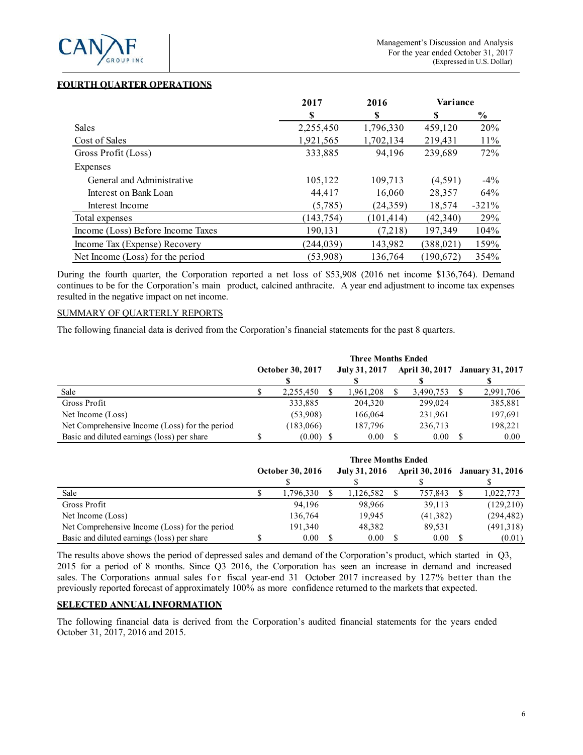## FOURTH QUARTER OPERATIONS

| | 2017 | 2016 | Variance | |
|---|---|---|---|---|
| | $ | $ | $ | % |
| Sales | 2,255,450 | 1,796,330 | 459,120 | 20% |
| Cost of Sales | 1,921,565 | 1,702,134 | 219,431 | 11% |
| Gross Profit (Loss) | 333,885 | 94,196 | 239,689 | 72% |
| Expenses | | | | |
| General and Administrative | 105,122 | 109,713 | (4,591) | -4% |
| Interest on Bank Loan | 44,417 | 16,060 | 28,357 | 64% |
| Interest Income | (5,785) | (24,359) | 18,574 | -321% |
| Total expenses | (143,754) | (101,414) | (42,340) | 29% |
| Income (Loss) Before Income Taxes | 190,131 | (7,218) | 197,349 | 104% |
| Income Tax (Expense) Recovery | (244,039) | 143,982 | (388,021) | 159% |
| Net Income (Loss) for the period | (53,908) | 136,764 | (190,672) | 354% |

During the fourth quarter, the Corporation reported a net loss of $53,908 (2016 net income $136,764). Demand continues to be for the Corporation's main product, calcined anthracite. A year end adjustment to income tax expenses resulted in the negative impact on net income.

### SUMMARY OF QUARTERLY REPORTS

The following financial data is derived from the Corporation's financial statements for the past 8 quarters.

| | Three Months Ended | | | |
|---|---|---|---|---|
| | October 30, 2017 | July 31, 2017 | April 30, 2017 | January 31, 2017 |
| | $ | $ | $ | $ |
| Sale | $ 2,255,450 | $ 1,961,208 | $ 3,490,753 | $ 2,991,706 |
| Gross Profit | 333,885 | 204,320 | 299,024 | 385,881 |
| Net Income (Loss) | (53,908) | 166,064 | 231,961 | 197,691 |
| Net Comprehensive Income (Loss) for the period | (183,066) | 187,796 | 236,713 | 198,221 |
| Basic and diluted earnings (loss) per share | $ (0.00) | $ 0.00 | $ 0.00 | $ 0.00 |

| | Three Months Ended | | | |
|---|---|---|---|---|
| | October 30, 2016 | July 31, 2016 | April 30, 2016 | January 31, 2016 |
| | $ | $ | $ | $ |
| Sale | $ 1,796,330 | $ 1,126,582 | $ 757,843 | $ 1,022,773 |
| Gross Profit | 94,196 | 98,966 | 39,113 | (129,210) |
| Net Income (Loss) | 136,764 | 19,945 | (41,382) | (294,482) |
| Net Comprehensive Income (Loss) for the period | 191,340 | 48,382 | 89,531 | (491,318) |
| Basic and diluted earnings (loss) per share | $ 0.00 | $ 0.00 | $ 0.00 | $ (0.01) |

The results above shows the period of depressed sales and demand of the Corporation's product, which started in Q3, 2015 for a period of 8 months. Since Q3 2016, the Corporation has seen an increase in demand and increased sales. The Corporations annual sales for fiscal year-end 31 October 2017 increased by 127% better than the previously reported forecast of approximately 100% as more confidence returned to the markets that expected.

## SELECTED ANNUAL INFORMATION

The following financial data is derived from the Corporation's audited financial statements for the years ended October 31, 2017, 2016 and 2015.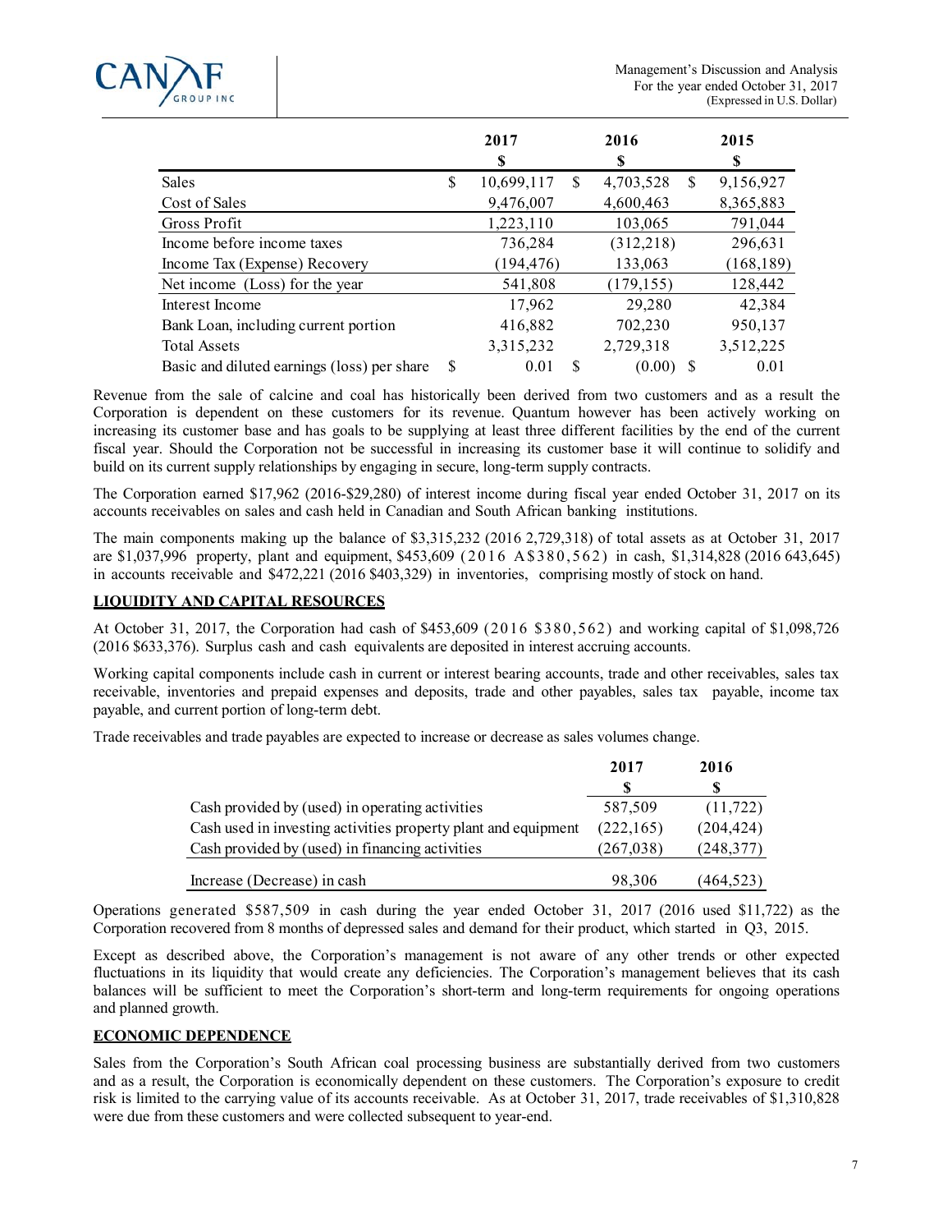| | 2017 | 2016 | 2015 |
|---|---|---|---|
| | $ | $ | $ |
| Sales | $ 10,699,117 | $ 4,703,528 | $ 9,156,927 |
| Cost of Sales | 9,476,007 | 4,600,463 | 8,365,883 |
| Gross Profit | 1,223,110 | 103,065 | 791,044 |
| Income before income taxes | 736,284 | (312,218) | 296,631 |
| Income Tax (Expense) Recovery | (194,476) | 133,063 | (168,189) |
| Net income (Loss) for the year | 541,808 | (179,155) | 128,442 |
| Interest Income | 17,962 | 29,280 | 42,384 |
| Bank Loan, including current portion | 416,882 | 702,230 | 950,137 |
| Total Assets | 3,315,232 | 2,729,318 | 3,512,225 |
| Basic and diluted earnings (loss) per share | $ 0.01 | $ (0.00) | $ 0.01 |

Revenue from the sale of calcine and coal has historically been derived from two customers and as a result the Corporation is dependent on these customers for its revenue. Quantum however has been actively working on increasing its customer base and has goals to be supplying at least three different facilities by the end of the current fiscal year. Should the Corporation not be successful in increasing its customer base it will continue to solidify and build on its current supply relationships by engaging in secure, long-term supply contracts.

The Corporation earned $17,962 (2016-$29,280) of interest income during fiscal year ended October 31, 2017 on its accounts receivables on sales and cash held in Canadian and South African banking institutions.

The main components making up the balance of $3,315,232 (2016 2,729,318) of total assets as at October 31, 2017 are $1,037,996 property, plant and equipment, $453,609 (2016 A$380,562) in cash, $1,314,828 (2016 643,645) in accounts receivable and $472,221 (2016 $403,329) in inventories, comprising mostly of stock on hand.

## LIQUIDITY AND CAPITAL RESOURCES

At October 31, 2017, the Corporation had cash of $453,609 (2016 $380,562) and working capital of $1,098,726 (2016 $633,376). Surplus cash and cash equivalents are deposited in interest accruing accounts.

Working capital components include cash in current or interest bearing accounts, trade and other receivables, sales tax receivable, inventories and prepaid expenses and deposits, trade and other payables, sales tax payable, income tax payable, and current portion of long-term debt.

Trade receivables and trade payables are expected to increase or decrease as sales volumes change.

| | 2017 | 2016 |
|---|---|---|
| | $ | $ |
| Cash provided by (used) in operating activities | 587,509 | (11,722) |
| Cash used in investing activities property plant and equipment | (222,165) | (204,424) |
| Cash provided by (used) in financing activities | (267,038) | (248,377) |
| Increase (Decrease) in cash | 98,306 | (464,523) |

Operations generated $587,509 in cash during the year ended October 31, 2017 (2016 used $11,722) as the Corporation recovered from 8 months of depressed sales and demand for their product, which started in Q3, 2015.

Except as described above, the Corporation's management is not aware of any other trends or other expected fluctuations in its liquidity that would create any deficiencies. The Corporation's management believes that its cash balances will be sufficient to meet the Corporation's short-term and long-term requirements for ongoing operations and planned growth.

## ECONOMIC DEPENDENCE

Sales from the Corporation's South African coal processing business are substantially derived from two customers and as a result, the Corporation is economically dependent on these customers. The Corporation's exposure to credit risk is limited to the carrying value of its accounts receivable. As at October 31, 2017, trade receivables of $1,310,828 were due from these customers and were collected subsequent to year-end.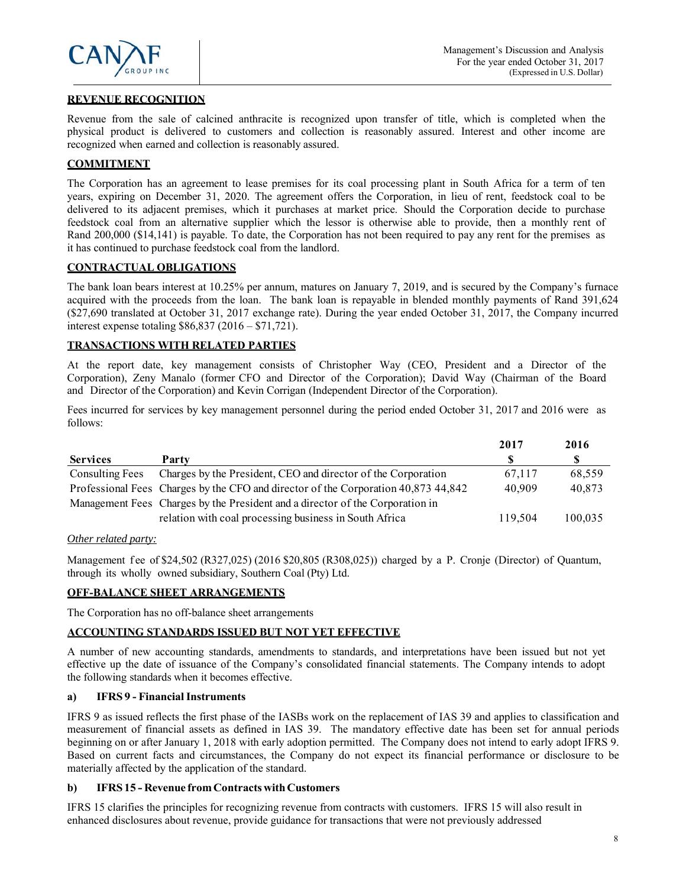## REVENUE RECOGNITION

Revenue from the sale of calcined anthracite is recognized upon transfer of title, which is completed when the physical product is delivered to customers and collection is reasonably assured. Interest and other income are recognized when earned and collection is reasonably assured.

## COMMITMENT

The Corporation has an agreement to lease premises for its coal processing plant in South Africa for a term of ten years, expiring on December 31, 2020. The agreement offers the Corporation, in lieu of rent, feedstock coal to be delivered to its adjacent premises, which it purchases at market price. Should the Corporation decide to purchase feedstock coal from an alternative supplier which the lessor is otherwise able to provide, then a monthly rent of Rand 200,000 ($14,141) is payable. To date, the Corporation has not been required to pay any rent for the premises as it has continued to purchase feedstock coal from the landlord.

## CONTRACTUAL OBLIGATIONS

The bank loan bears interest at 10.25% per annum, matures on January 7, 2019, and is secured by the Company's furnace acquired with the proceeds from the loan. The bank loan is repayable in blended monthly payments of Rand 391,624 ($27,690 translated at October 31, 2017 exchange rate). During the year ended October 31, 2017, the Company incurred interest expense totaling $86,837 (2016 – $71,721).

## TRANSACTIONS WITH RELATED PARTIES

At the report date, key management consists of Christopher Way (CEO, President and a Director of the Corporation), Zeny Manalo (former CFO and Director of the Corporation); David Way (Chairman of the Board and Director of the Corporation) and Kevin Corrigan (Independent Director of the Corporation).

Fees incurred for services by key management personnel during the period ended October 31, 2017 and 2016 were as follows:

| Services | Party | 2017<br>$ | 2016<br>$ |
|---|---|---|---|
| Consulting Fees | Charges by the President, CEO and director of the Corporation | 67,117 | 68,559 |
| Professional Fees | Charges by the CFO and director of the Corporation 40,873 44,842 | 40,909 | 40,873 |
| Management Fees | Charges by the President and a director of the Corporation in relation with coal processing business in South Africa | 119,504 | 100,035 |

*Other related party:*

Management fee of $24,502 (R327,025) (2016 $20,805 (R308,025)) charged by a P. Cronje (Director) of Quantum, through its wholly owned subsidiary, Southern Coal (Pty) Ltd.

## OFF-BALANCE SHEET ARRANGEMENTS

The Corporation has no off-balance sheet arrangements

## ACCOUNTING STANDARDS ISSUED BUT NOT YET EFFECTIVE

A number of new accounting standards, amendments to standards, and interpretations have been issued but not yet effective up the date of issuance of the Company's consolidated financial statements. The Company intends to adopt the following standards when it becomes effective.

### a) IFRS 9 - Financial Instruments

IFRS 9 as issued reflects the first phase of the IASBs work on the replacement of IAS 39 and applies to classification and measurement of financial assets as defined in IAS 39. The mandatory effective date has been set for annual periods beginning on or after January 1, 2018 with early adoption permitted. The Company does not intend to early adopt IFRS 9. Based on current facts and circumstances, the Company do not expect its financial performance or disclosure to be materially affected by the application of the standard.

### b) IFRS 15 – Revenue from Contracts with Customers

IFRS 15 clarifies the principles for recognizing revenue from contracts with customers. IFRS 15 will also result in enhanced disclosures about revenue, provide guidance for transactions that were not previously addressed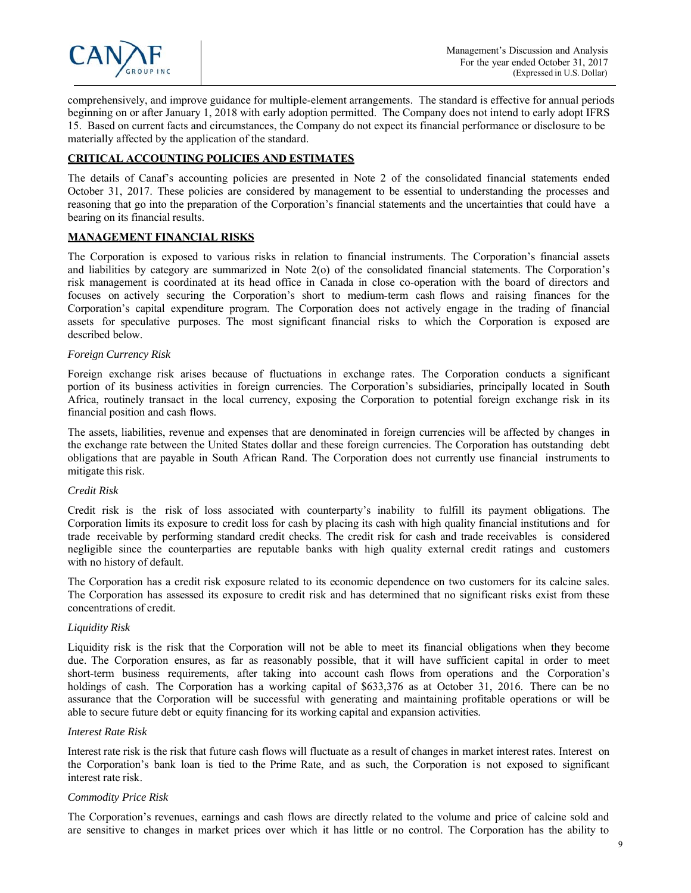comprehensively, and improve guidance for multiple-element arrangements. The standard is effective for annual periods beginning on or after January 1, 2018 with early adoption permitted. The Company does not intend to early adopt IFRS 15. Based on current facts and circumstances, the Company do not expect its financial performance or disclosure to be materially affected by the application of the standard.

## CRITICAL ACCOUNTING POLICIES AND ESTIMATES

The details of Canaf's accounting policies are presented in Note 2 of the consolidated financial statements ended October 31, 2017. These policies are considered by management to be essential to understanding the processes and reasoning that go into the preparation of the Corporation's financial statements and the uncertainties that could have a bearing on its financial results.

## MANAGEMENT FINANCIAL RISKS

The Corporation is exposed to various risks in relation to financial instruments. The Corporation's financial assets and liabilities by category are summarized in Note 2(o) of the consolidated financial statements. The Corporation's risk management is coordinated at its head office in Canada in close co-operation with the board of directors and focuses on actively securing the Corporation's short to medium-term cash flows and raising finances for the Corporation's capital expenditure program. The Corporation does not actively engage in the trading of financial assets for speculative purposes. The most significant financial risks to which the Corporation is exposed are described below.

*Foreign Currency Risk*

Foreign exchange risk arises because of fluctuations in exchange rates. The Corporation conducts a significant portion of its business activities in foreign currencies. The Corporation's subsidiaries, principally located in South Africa, routinely transact in the local currency, exposing the Corporation to potential foreign exchange risk in its financial position and cash flows.

The assets, liabilities, revenue and expenses that are denominated in foreign currencies will be affected by changes in the exchange rate between the United States dollar and these foreign currencies. The Corporation has outstanding debt obligations that are payable in South African Rand. The Corporation does not currently use financial instruments to mitigate this risk.

*Credit Risk*

Credit risk is the risk of loss associated with counterparty's inability to fulfill its payment obligations. The Corporation limits its exposure to credit loss for cash by placing its cash with high quality financial institutions and for trade receivable by performing standard credit checks. The credit risk for cash and trade receivables is considered negligible since the counterparties are reputable banks with high quality external credit ratings and customers with no history of default.

The Corporation has a credit risk exposure related to its economic dependence on two customers for its calcine sales. The Corporation has assessed its exposure to credit risk and has determined that no significant risks exist from these concentrations of credit.

*Liquidity Risk*

Liquidity risk is the risk that the Corporation will not be able to meet its financial obligations when they become due. The Corporation ensures, as far as reasonably possible, that it will have sufficient capital in order to meet short-term business requirements, after taking into account cash flows from operations and the Corporation's holdings of cash. The Corporation has a working capital of $633,376 as at October 31, 2016. There can be no assurance that the Corporation will be successful with generating and maintaining profitable operations or will be able to secure future debt or equity financing for its working capital and expansion activities.

*Interest Rate Risk*

Interest rate risk is the risk that future cash flows will fluctuate as a result of changes in market interest rates. Interest on the Corporation's bank loan is tied to the Prime Rate, and as such, the Corporation is not exposed to significant interest rate risk.

*Commodity Price Risk*

The Corporation's revenues, earnings and cash flows are directly related to the volume and price of calcine sold and are sensitive to changes in market prices over which it has little or no control. The Corporation has the ability to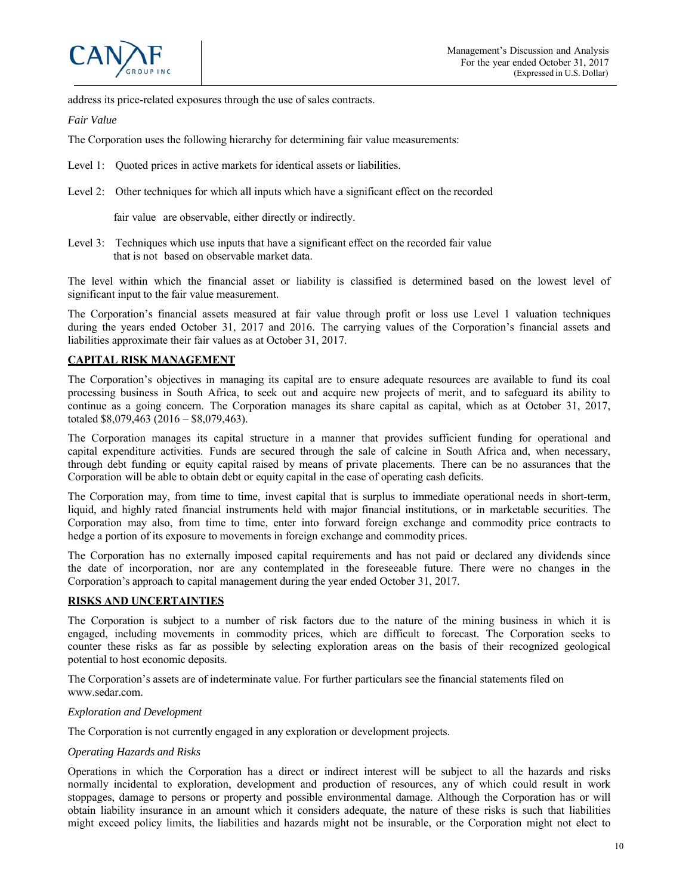address its price-related exposures through the use of sales contracts.

*Fair Value*

The Corporation uses the following hierarchy for determining fair value measurements:

Level 1: Quoted prices in active markets for identical assets or liabilities.

Level 2: Other techniques for which all inputs which have a significant effect on the recorded fair value are observable, either directly or indirectly.

Level 3: Techniques which use inputs that have a significant effect on the recorded fair value that is not based on observable market data.

The level within which the financial asset or liability is classified is determined based on the lowest level of significant input to the fair value measurement.

The Corporation's financial assets measured at fair value through profit or loss use Level 1 valuation techniques during the years ended October 31, 2017 and 2016. The carrying values of the Corporation's financial assets and liabilities approximate their fair values as at October 31, 2017.

## CAPITAL RISK MANAGEMENT

The Corporation's objectives in managing its capital are to ensure adequate resources are available to fund its coal processing business in South Africa, to seek out and acquire new projects of merit, and to safeguard its ability to continue as a going concern. The Corporation manages its share capital as capital, which as at October 31, 2017, totaled $8,079,463 (2016 – $8,079,463).

The Corporation manages its capital structure in a manner that provides sufficient funding for operational and capital expenditure activities. Funds are secured through the sale of calcine in South Africa and, when necessary, through debt funding or equity capital raised by means of private placements. There can be no assurances that the Corporation will be able to obtain debt or equity capital in the case of operating cash deficits.

The Corporation may, from time to time, invest capital that is surplus to immediate operational needs in short-term, liquid, and highly rated financial instruments held with major financial institutions, or in marketable securities. The Corporation may also, from time to time, enter into forward foreign exchange and commodity price contracts to hedge a portion of its exposure to movements in foreign exchange and commodity prices.

The Corporation has no externally imposed capital requirements and has not paid or declared any dividends since the date of incorporation, nor are any contemplated in the foreseeable future. There were no changes in the Corporation's approach to capital management during the year ended October 31, 2017.

## RISKS AND UNCERTAINTIES

The Corporation is subject to a number of risk factors due to the nature of the mining business in which it is engaged, including movements in commodity prices, which are difficult to forecast. The Corporation seeks to counter these risks as far as possible by selecting exploration areas on the basis of their recognized geological potential to host economic deposits.

The Corporation's assets are of indeterminate value. For further particulars see the financial statements filed on www.sedar.com.

*Exploration and Development*

The Corporation is not currently engaged in any exploration or development projects.

*Operating Hazards and Risks*

Operations in which the Corporation has a direct or indirect interest will be subject to all the hazards and risks normally incidental to exploration, development and production of resources, any of which could result in work stoppages, damage to persons or property and possible environmental damage. Although the Corporation has or will obtain liability insurance in an amount which it considers adequate, the nature of these risks is such that liabilities might exceed policy limits, the liabilities and hazards might not be insurable, or the Corporation might not elect to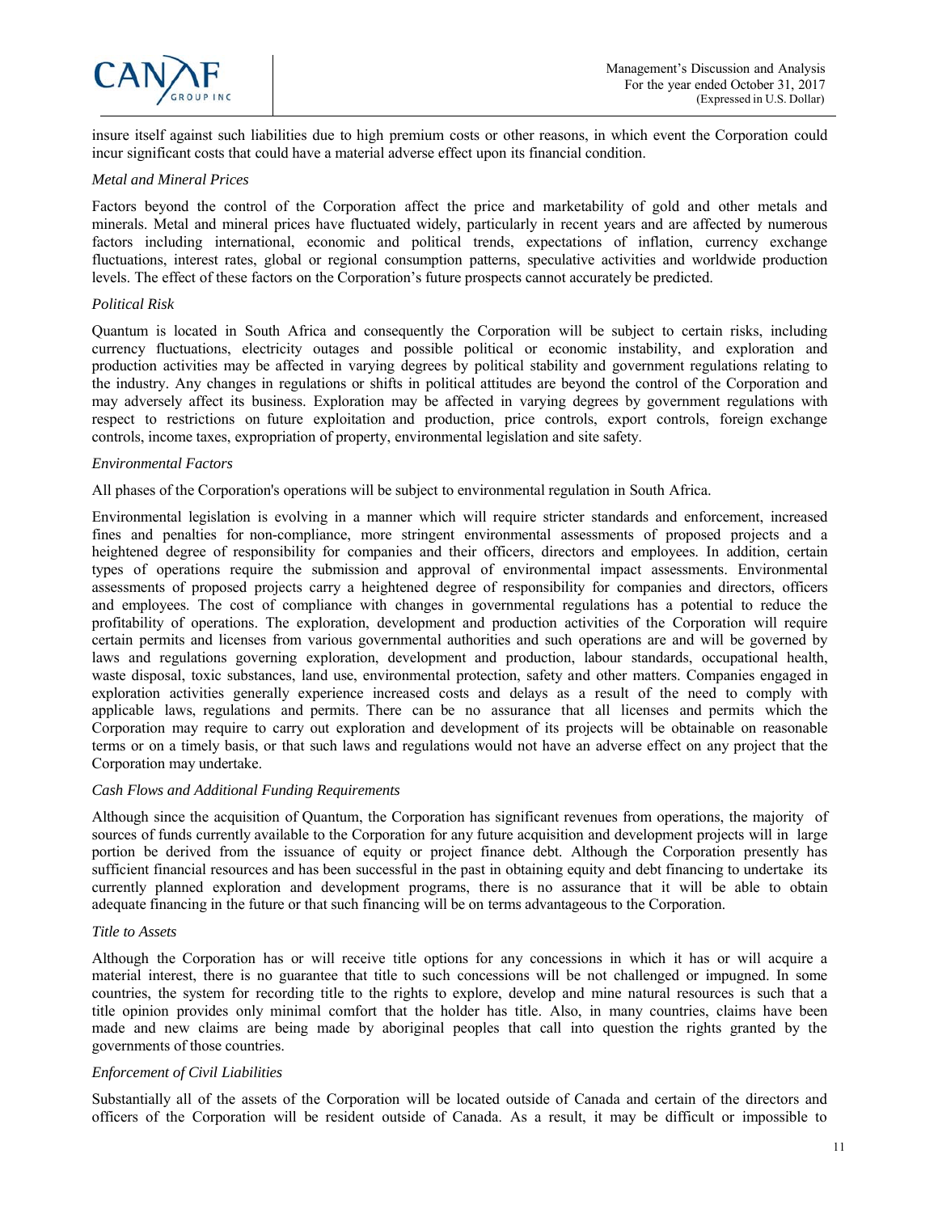insure itself against such liabilities due to high premium costs or other reasons, in which event the Corporation could incur significant costs that could have a material adverse effect upon its financial condition.

*Metal and Mineral Prices*

Factors beyond the control of the Corporation affect the price and marketability of gold and other metals and minerals. Metal and mineral prices have fluctuated widely, particularly in recent years and are affected by numerous factors including international, economic and political trends, expectations of inflation, currency exchange fluctuations, interest rates, global or regional consumption patterns, speculative activities and worldwide production levels. The effect of these factors on the Corporation's future prospects cannot accurately be predicted.

*Political Risk*

Quantum is located in South Africa and consequently the Corporation will be subject to certain risks, including currency fluctuations, electricity outages and possible political or economic instability, and exploration and production activities may be affected in varying degrees by political stability and government regulations relating to the industry. Any changes in regulations or shifts in political attitudes are beyond the control of the Corporation and may adversely affect its business. Exploration may be affected in varying degrees by government regulations with respect to restrictions on future exploitation and production, price controls, export controls, foreign exchange controls, income taxes, expropriation of property, environmental legislation and site safety.

*Environmental Factors*

All phases of the Corporation's operations will be subject to environmental regulation in South Africa.

Environmental legislation is evolving in a manner which will require stricter standards and enforcement, increased fines and penalties for non-compliance, more stringent environmental assessments of proposed projects and a heightened degree of responsibility for companies and their officers, directors and employees. In addition, certain types of operations require the submission and approval of environmental impact assessments. Environmental assessments of proposed projects carry a heightened degree of responsibility for companies and directors, officers and employees. The cost of compliance with changes in governmental regulations has a potential to reduce the profitability of operations. The exploration, development and production activities of the Corporation will require certain permits and licenses from various governmental authorities and such operations are and will be governed by laws and regulations governing exploration, development and production, labour standards, occupational health, waste disposal, toxic substances, land use, environmental protection, safety and other matters. Companies engaged in exploration activities generally experience increased costs and delays as a result of the need to comply with applicable laws, regulations and permits. There can be no assurance that all licenses and permits which the Corporation may require to carry out exploration and development of its projects will be obtainable on reasonable terms or on a timely basis, or that such laws and regulations would not have an adverse effect on any project that the Corporation may undertake.

*Cash Flows and Additional Funding Requirements*

Although since the acquisition of Quantum, the Corporation has significant revenues from operations, the majority of sources of funds currently available to the Corporation for any future acquisition and development projects will in large portion be derived from the issuance of equity or project finance debt. Although the Corporation presently has sufficient financial resources and has been successful in the past in obtaining equity and debt financing to undertake its currently planned exploration and development programs, there is no assurance that it will be able to obtain adequate financing in the future or that such financing will be on terms advantageous to the Corporation.

*Title to Assets*

Although the Corporation has or will receive title options for any concessions in which it has or will acquire a material interest, there is no guarantee that title to such concessions will be not challenged or impugned. In some countries, the system for recording title to the rights to explore, develop and mine natural resources is such that a title opinion provides only minimal comfort that the holder has title. Also, in many countries, claims have been made and new claims are being made by aboriginal peoples that call into question the rights granted by the governments of those countries.

*Enforcement of Civil Liabilities*

Substantially all of the assets of the Corporation will be located outside of Canada and certain of the directors and officers of the Corporation will be resident outside of Canada. As a result, it may be difficult or impossible to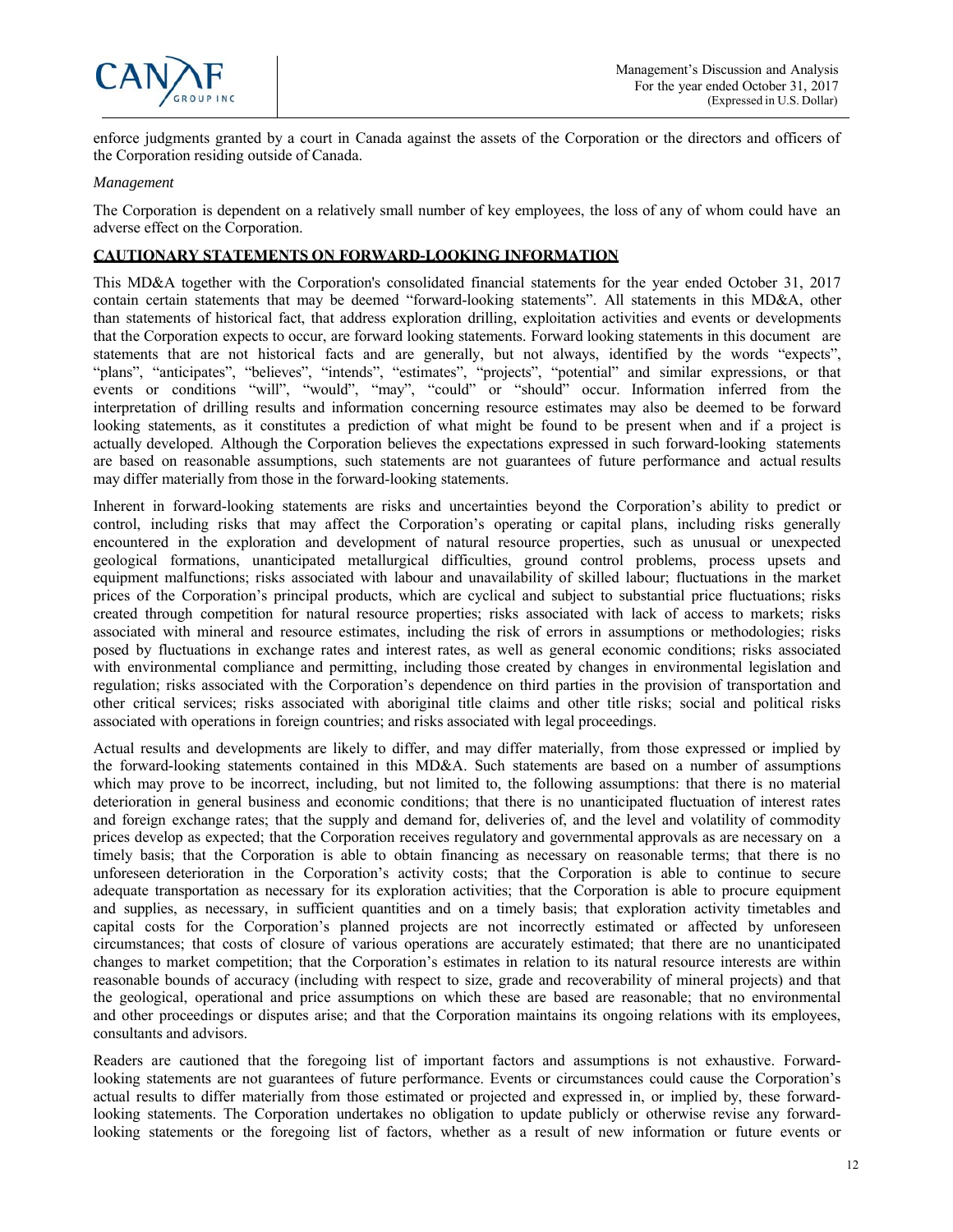enforce judgments granted by a court in Canada against the assets of the Corporation or the directors and officers of the Corporation residing outside of Canada.

*Management*

The Corporation is dependent on a relatively small number of key employees, the loss of any of whom could have an adverse effect on the Corporation.

## CAUTIONARY STATEMENTS ON FORWARD-LOOKING INFORMATION

This MD&A together with the Corporation's consolidated financial statements for the year ended October 31, 2017 contain certain statements that may be deemed "forward-looking statements". All statements in this MD&A, other than statements of historical fact, that address exploration drilling, exploitation activities and events or developments that the Corporation expects to occur, are forward looking statements. Forward looking statements in this document are statements that are not historical facts and are generally, but not always, identified by the words "expects", "plans", "anticipates", "believes", "intends", "estimates", "projects", "potential" and similar expressions, or that events or conditions "will", "would", "may", "could" or "should" occur. Information inferred from the interpretation of drilling results and information concerning resource estimates may also be deemed to be forward looking statements, as it constitutes a prediction of what might be found to be present when and if a project is actually developed. Although the Corporation believes the expectations expressed in such forward-looking statements are based on reasonable assumptions, such statements are not guarantees of future performance and actual results may differ materially from those in the forward-looking statements.

Inherent in forward-looking statements are risks and uncertainties beyond the Corporation's ability to predict or control, including risks that may affect the Corporation's operating or capital plans, including risks generally encountered in the exploration and development of natural resource properties, such as unusual or unexpected geological formations, unanticipated metallurgical difficulties, ground control problems, process upsets and equipment malfunctions; risks associated with labour and unavailability of skilled labour; fluctuations in the market prices of the Corporation's principal products, which are cyclical and subject to substantial price fluctuations; risks created through competition for natural resource properties; risks associated with lack of access to markets; risks associated with mineral and resource estimates, including the risk of errors in assumptions or methodologies; risks posed by fluctuations in exchange rates and interest rates, as well as general economic conditions; risks associated with environmental compliance and permitting, including those created by changes in environmental legislation and regulation; risks associated with the Corporation's dependence on third parties in the provision of transportation and other critical services; risks associated with aboriginal title claims and other title risks; social and political risks associated with operations in foreign countries; and risks associated with legal proceedings.

Actual results and developments are likely to differ, and may differ materially, from those expressed or implied by the forward-looking statements contained in this MD&A. Such statements are based on a number of assumptions which may prove to be incorrect, including, but not limited to, the following assumptions: that there is no material deterioration in general business and economic conditions; that there is no unanticipated fluctuation of interest rates and foreign exchange rates; that the supply and demand for, deliveries of, and the level and volatility of commodity prices develop as expected; that the Corporation receives regulatory and governmental approvals as are necessary on a timely basis; that the Corporation is able to obtain financing as necessary on reasonable terms; that there is no unforeseen deterioration in the Corporation's activity costs; that the Corporation is able to continue to secure adequate transportation as necessary for its exploration activities; that the Corporation is able to procure equipment and supplies, as necessary, in sufficient quantities and on a timely basis; that exploration activity timetables and capital costs for the Corporation's planned projects are not incorrectly estimated or affected by unforeseen circumstances; that costs of closure of various operations are accurately estimated; that there are no unanticipated changes to market competition; that the Corporation's estimates in relation to its natural resource interests are within reasonable bounds of accuracy (including with respect to size, grade and recoverability of mineral projects) and that the geological, operational and price assumptions on which these are based are reasonable; that no environmental and other proceedings or disputes arise; and that the Corporation maintains its ongoing relations with its employees, consultants and advisors.

Readers are cautioned that the foregoing list of important factors and assumptions is not exhaustive. Forward-looking statements are not guarantees of future performance. Events or circumstances could cause the Corporation's actual results to differ materially from those estimated or projected and expressed in, or implied by, these forward-looking statements. The Corporation undertakes no obligation to update publicly or otherwise revise any forward-looking statements or the foregoing list of factors, whether as a result of new information or future events or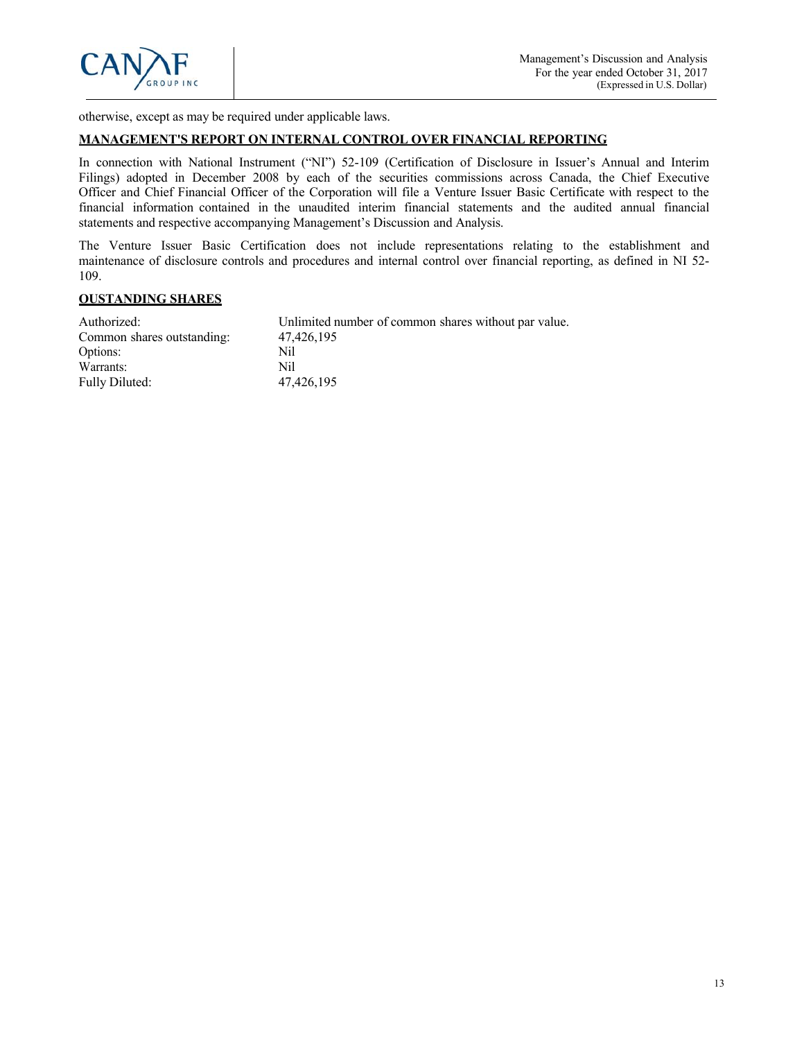otherwise, except as may be required under applicable laws.

## MANAGEMENT'S REPORT ON INTERNAL CONTROL OVER FINANCIAL REPORTING

In connection with National Instrument ("NI") 52-109 (Certification of Disclosure in Issuer's Annual and Interim Filings) adopted in December 2008 by each of the securities commissions across Canada, the Chief Executive Officer and Chief Financial Officer of the Corporation will file a Venture Issuer Basic Certificate with respect to the financial information contained in the unaudited interim financial statements and the audited annual financial statements and respective accompanying Management's Discussion and Analysis.

The Venture Issuer Basic Certification does not include representations relating to the establishment and maintenance of disclosure controls and procedures and internal control over financial reporting, as defined in NI 52-109.

## OUSTANDING SHARES

| | |
|---|---|
| Authorized: | Unlimited number of common shares without par value. |
| Common shares outstanding: | 47,426,195 |
| Options: | Nil |
| Warrants: | Nil |
| Fully Diluted: | 47,426,195 |